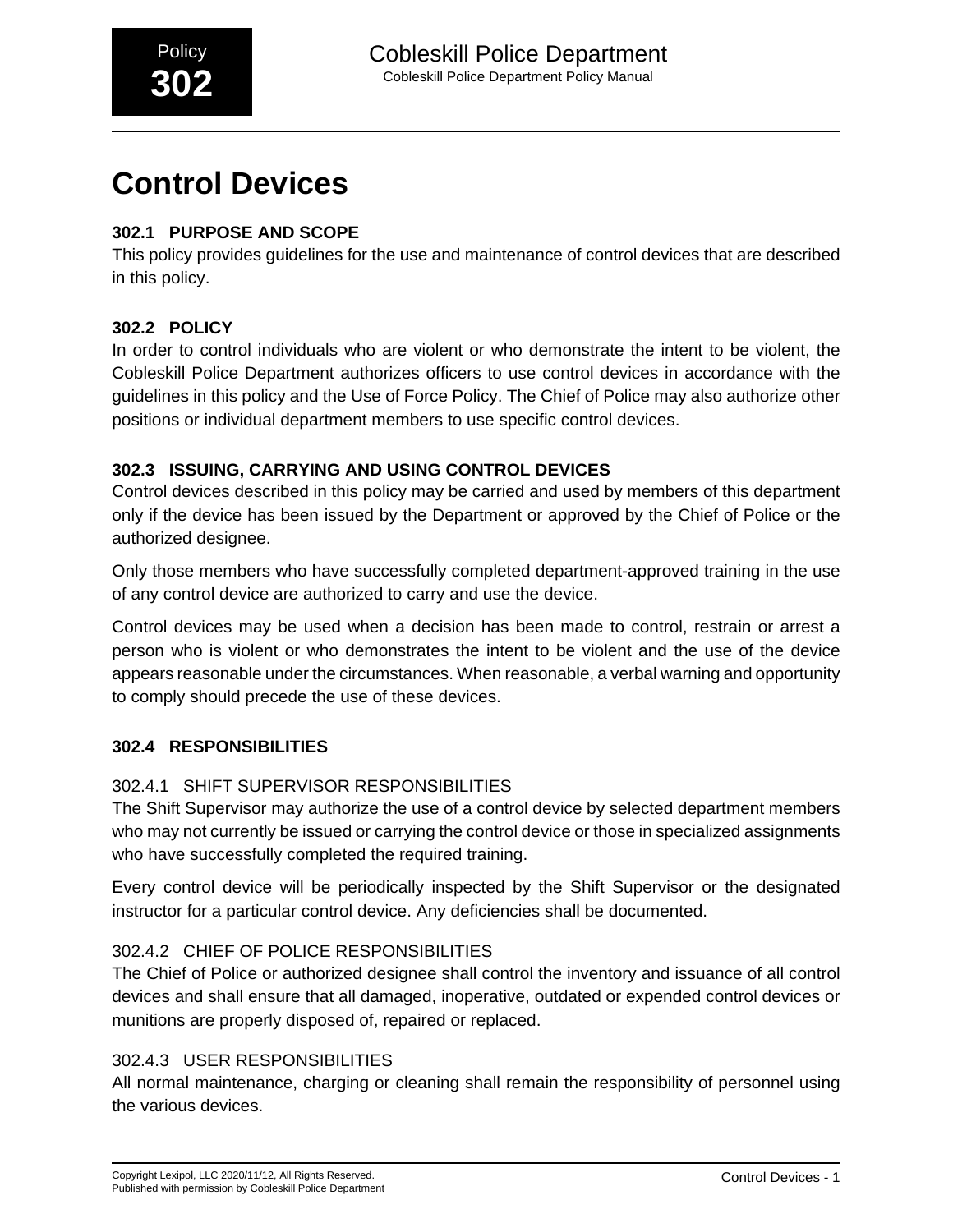# Control Devices

### 302.1 PURPOSE AND SCOPE

This policy provides guidelines for the use and maintenance of control devices that are described in this policy.

### 302.2 POLICY

In order to control individuals who are violent or who demonstrate the intent to be violent, the Cobleskill Police Department authorizes officers to use control devices in accordance with the guidelines in this policy and the Use of Force Policy. The Chief of Police may also authorize other positions or individual department members to use specific control devices.

### 302.3 ISSUING, CARRYING AND USING CONTROL DEVICES

Control devices described in this policy may be carried and used by members of this department only if the device has been issued by the Department or approved by the Chief of Police or the authorized designee.

Only those members who have successfully completed department-approved training in the use of any control device are authorized to carry and use the device.

Control devices may be used when a decision has been made to control, restrain or arrest a person who is violent or who demonstrates the intent to be violent and the use of the device appears reasonable under the circumstances. When reasonable, a verbal warning and opportunity to comply should precede the use of these devices.

### 302.4 RESPONSIBILITIES

#### 302.4.1 SHIFT SUPERVISOR RESPONSIBILITIES

The Shift Supervisor may authorize the use of a control device by selected department members who may not currently be issued or carrying the control device or those in specialized assignments who have successfully completed the required training.

Every control device will be periodically inspected by the Shift Supervisor or the designated instructor for a particular control device. Any deficiencies shall be documented.

#### 302.4.2 CHIEF OF POLICE RESPONSIBILITIES

The Chief of Police or authorized designee shall control the inventory and issuance of all control devices and shall ensure that all damaged, inoperative, outdated or expended control devices or munitions are properly disposed of, repaired or replaced.

#### 302.4.3 USER RESPONSIBILITIES

All normal maintenance, charging or cleaning shall remain the responsibility of personnel using the various devices.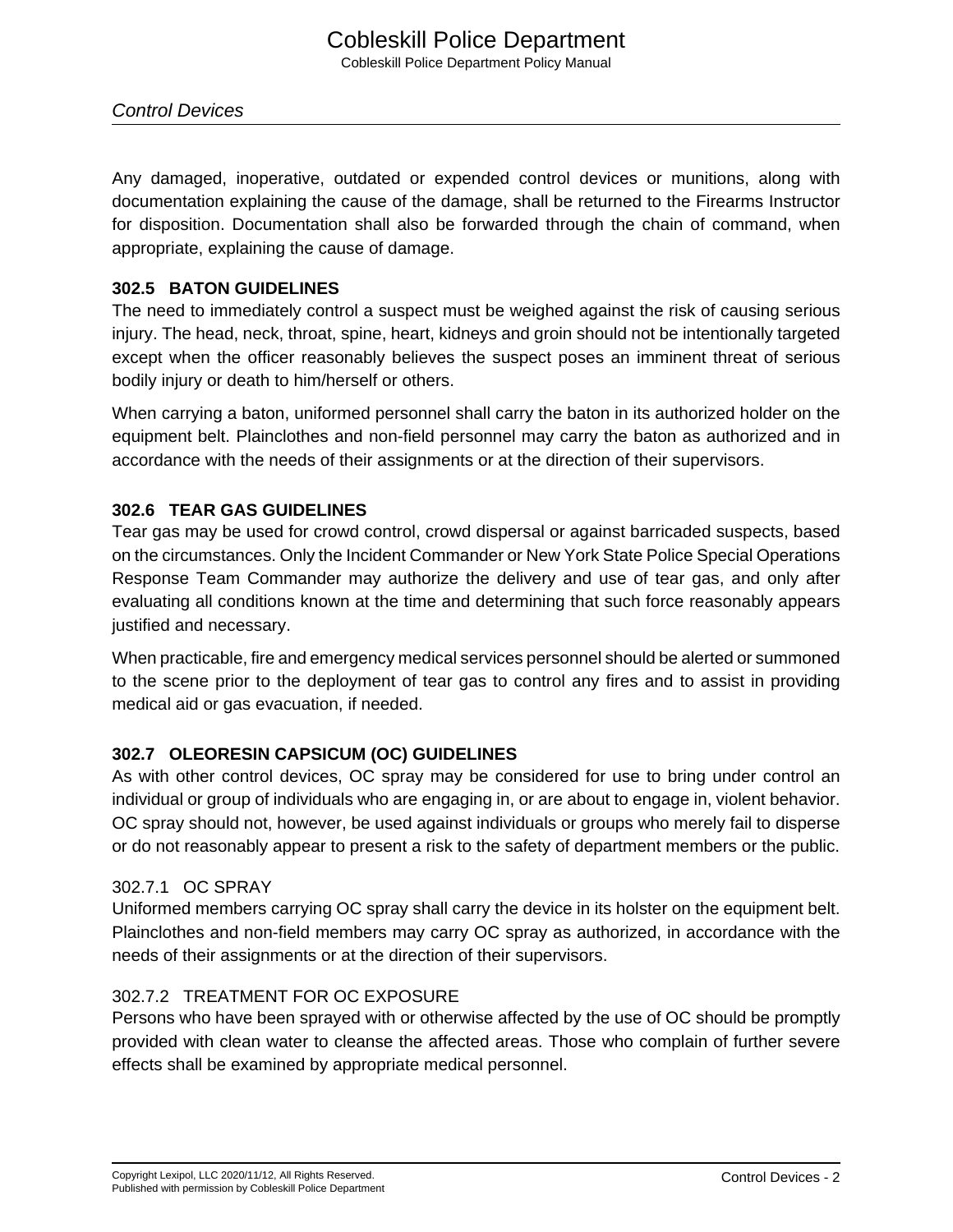Any damaged, inoperative, outdated or expended control devices or munitions, along with documentation explaining the cause of the damage, shall be returned to the Firearms Instructor for disposition. Documentation shall also be forwarded through the chain of command, when appropriate, explaining the cause of damage.

## 302.5 BATON GUIDELINES

The need to immediately control a suspect must be weighed against the risk of causing serious injury. The head, neck, throat, spine, heart, kidneys and groin should not be intentionally targeted except when the officer reasonably believes the suspect poses an imminent threat of serious bodily injury or death to him/herself or others.

When carrying a baton, uniformed personnel shall carry the baton in its authorized holder on the equipment belt. Plainclothes and non-field personnel may carry the baton as authorized and in accordance with the needs of their assignments or at the direction of their supervisors.

## 302.6 TEAR GAS GUIDELINES

Tear gas may be used for crowd control, crowd dispersal or against barricaded suspects, based on the circumstances. Only the Incident Commander or New York State Police Special Operations Response Team Commander may authorize the delivery and use of tear gas, and only after evaluating all conditions known at the time and determining that such force reasonably appears justified and necessary.

When practicable, fire and emergency medical services personnel should be alerted or summoned to the scene prior to the deployment of tear gas to control any fires and to assist in providing medical aid or gas evacuation, if needed.

## 302.7 OLEORESIN CAPSICUM (OC) GUIDELINES

As with other control devices, OC spray may be considered for use to bring under control an individual or group of individuals who are engaging in, or are about to engage in, violent behavior. OC spray should not, however, be used against individuals or groups who merely fail to disperse or do not reasonably appear to present a risk to the safety of department members or the public.

### 302.7.1 OC SPRAY

Uniformed members carrying OC spray shall carry the device in its holster on the equipment belt. Plainclothes and non-field members may carry OC spray as authorized, in accordance with the needs of their assignments or at the direction of their supervisors.

### 302.7.2 TREATMENT FOR OC EXPOSURE

Persons who have been sprayed with or otherwise affected by the use of OC should be promptly provided with clean water to cleanse the affected areas. Those who complain of further severe effects shall be examined by appropriate medical personnel.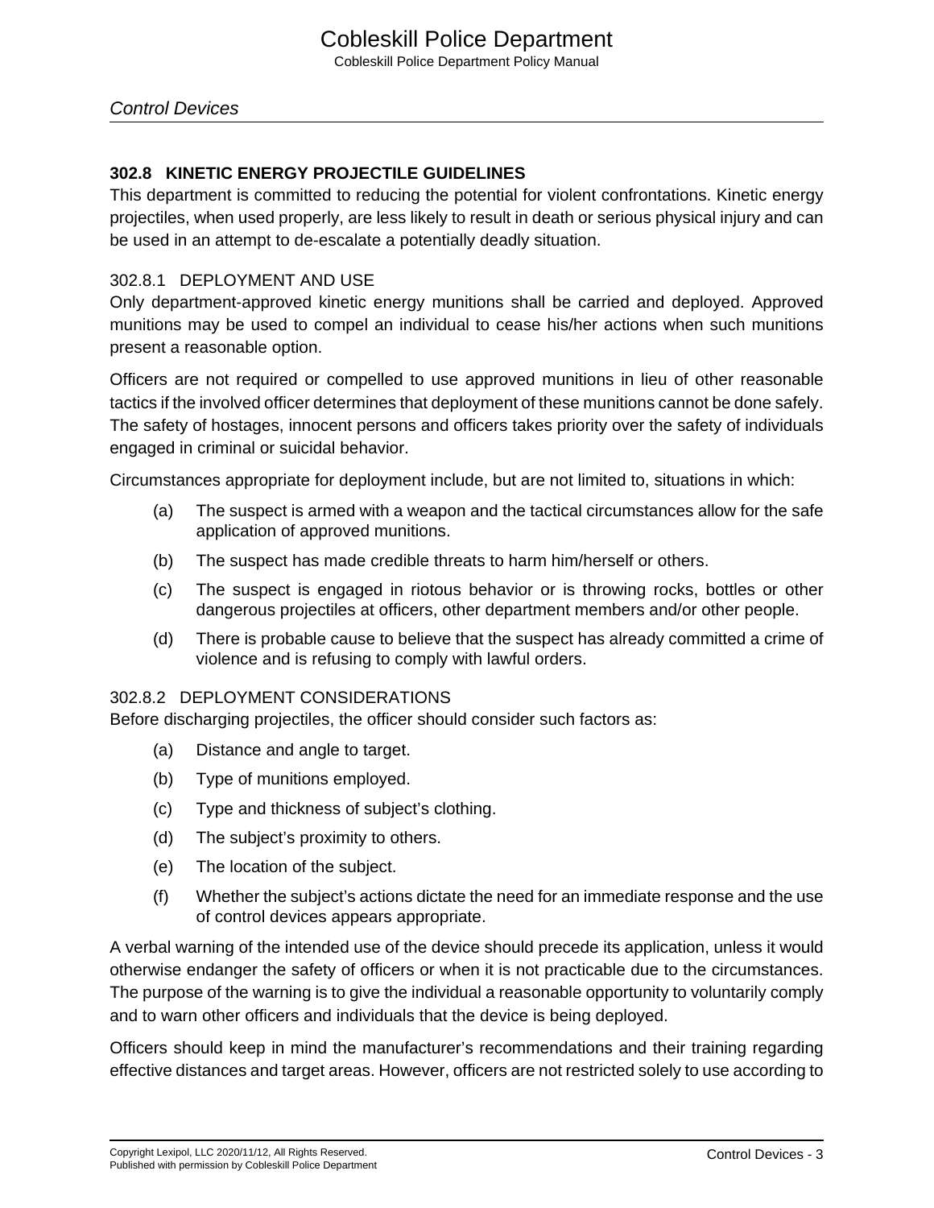## 302.8 KINETIC ENERGY PROJECTILE GUIDELINES

This department is committed to reducing the potential for violent confrontations. Kinetic energy projectiles, when used properly, are less likely to result in death or serious physical injury and can be used in an attempt to de-escalate a potentially deadly situation.

### 302.8.1 DEPLOYMENT AND USE

Only department-approved kinetic energy munitions shall be carried and deployed. Approved munitions may be used to compel an individual to cease his/her actions when such munitions present a reasonable option.

Officers are not required or compelled to use approved munitions in lieu of other reasonable tactics if the involved officer determines that deployment of these munitions cannot be done safely. The safety of hostages, innocent persons and officers takes priority over the safety of individuals engaged in criminal or suicidal behavior.

Circumstances appropriate for deployment include, but are not limited to, situations in which:

(a) The suspect is armed with a weapon and the tactical circumstances allow for the safe application of approved munitions.

(b) The suspect has made credible threats to harm him/herself or others.

(c) The suspect is engaged in riotous behavior or is throwing rocks, bottles or other dangerous projectiles at officers, other department members and/or other people.

(d) There is probable cause to believe that the suspect has already committed a crime of violence and is refusing to comply with lawful orders.

### 302.8.2 DEPLOYMENT CONSIDERATIONS

Before discharging projectiles, the officer should consider such factors as:

(a) Distance and angle to target.

(b) Type of munitions employed.

(c) Type and thickness of subject's clothing.

(d) The subject's proximity to others.

(e) The location of the subject.

(f) Whether the subject's actions dictate the need for an immediate response and the use of control devices appears appropriate.

A verbal warning of the intended use of the device should precede its application, unless it would otherwise endanger the safety of officers or when it is not practicable due to the circumstances. The purpose of the warning is to give the individual a reasonable opportunity to voluntarily comply and to warn other officers and individuals that the device is being deployed.

Officers should keep in mind the manufacturer's recommendations and their training regarding effective distances and target areas. However, officers are not restricted solely to use according to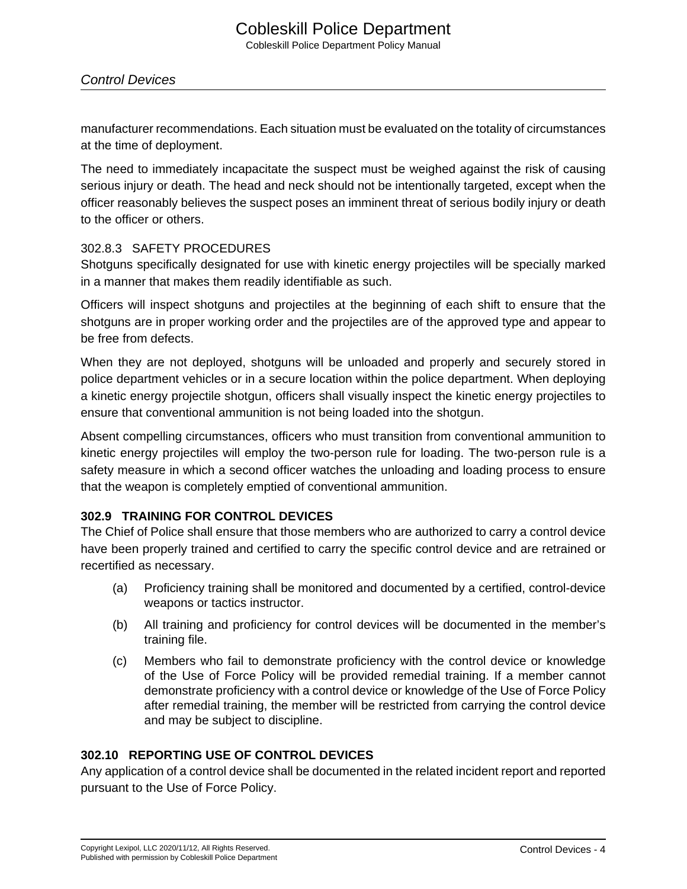manufacturer recommendations. Each situation must be evaluated on the totality of circumstances at the time of deployment.

The need to immediately incapacitate the suspect must be weighed against the risk of causing serious injury or death. The head and neck should not be intentionally targeted, except when the officer reasonably believes the suspect poses an imminent threat of serious bodily injury or death to the officer or others.

#### 302.8.3 SAFETY PROCEDURES

Shotguns specifically designated for use with kinetic energy projectiles will be specially marked in a manner that makes them readily identifiable as such.

Officers will inspect shotguns and projectiles at the beginning of each shift to ensure that the shotguns are in proper working order and the projectiles are of the approved type and appear to be free from defects.

When they are not deployed, shotguns will be unloaded and properly and securely stored in police department vehicles or in a secure location within the police department. When deploying a kinetic energy projectile shotgun, officers shall visually inspect the kinetic energy projectiles to ensure that conventional ammunition is not being loaded into the shotgun.

Absent compelling circumstances, officers who must transition from conventional ammunition to kinetic energy projectiles will employ the two-person rule for loading. The two-person rule is a safety measure in which a second officer watches the unloading and loading process to ensure that the weapon is completely emptied of conventional ammunition.

### 302.9 TRAINING FOR CONTROL DEVICES

The Chief of Police shall ensure that those members who are authorized to carry a control device have been properly trained and certified to carry the specific control device and are retrained or recertified as necessary.

(a) Proficiency training shall be monitored and documented by a certified, control-device weapons or tactics instructor.

(b) All training and proficiency for control devices will be documented in the member's training file.

(c) Members who fail to demonstrate proficiency with the control device or knowledge of the Use of Force Policy will be provided remedial training. If a member cannot demonstrate proficiency with a control device or knowledge of the Use of Force Policy after remedial training, the member will be restricted from carrying the control device and may be subject to discipline.

### 302.10 REPORTING USE OF CONTROL DEVICES

Any application of a control device shall be documented in the related incident report and reported pursuant to the Use of Force Policy.